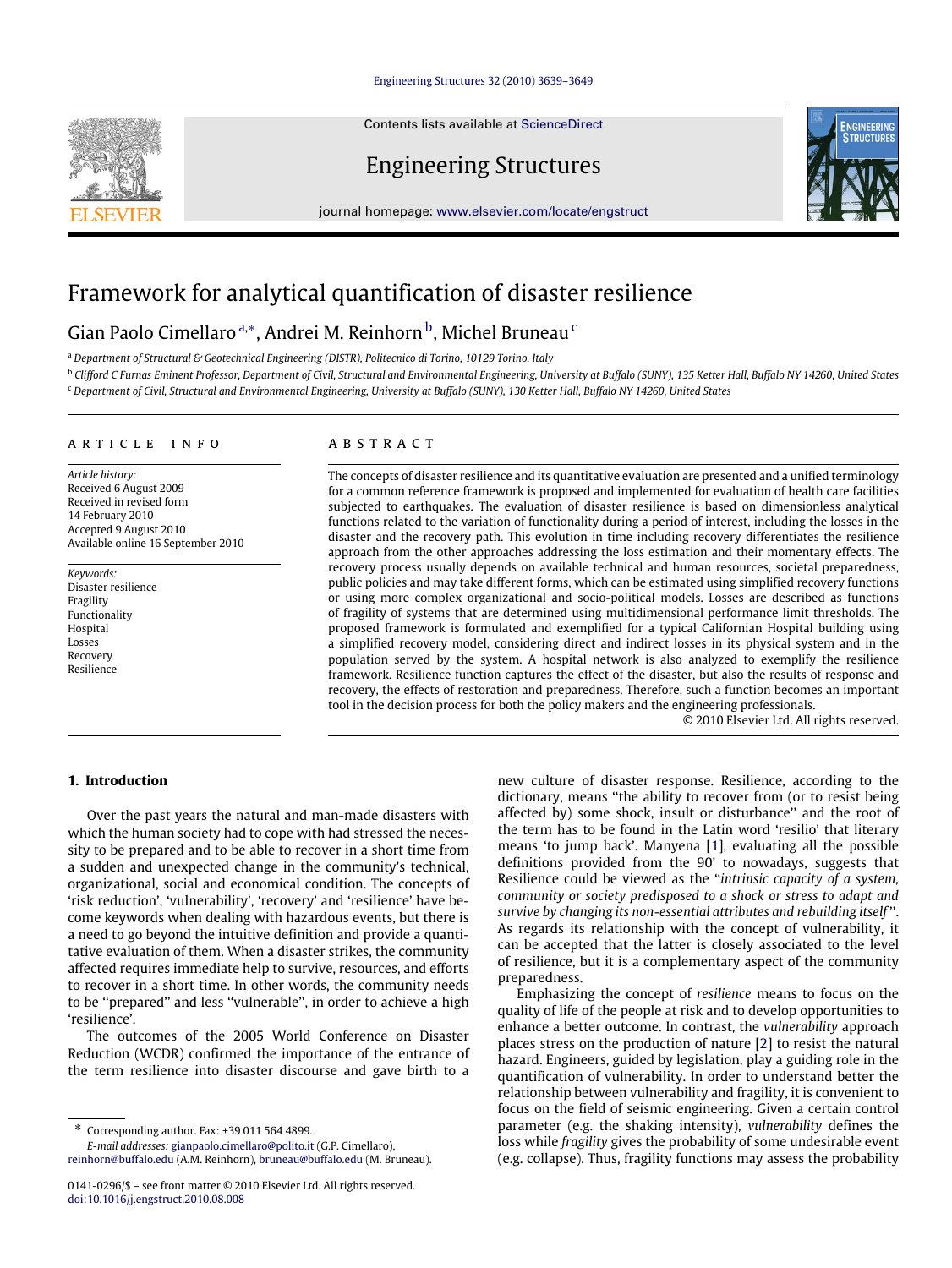Contents lists available at ScienceDirect

# Engineering Structures

journal homepage: www.elsevier.com/locate/engstruct

# Framework for analytical quantification of disaster resilience

Gian Paolo Cimellaro [a,*], Andrei M. Reinhorn [b], Michel Bruneau [c]

[a] Department of Structural & Geotechnical Engineering (DISTR), Politecnico di Torino, 10129 Torino, Italy

[b] Clifford C Furnas Eminent Professor, Department of Civil, Structural and Environmental Engineering, University at Buffalo (SUNY), 135 Ketter Hall, Buffalo NY 14260, United States

[c] Department of Civil, Structural and Environmental Engineering, University at Buffalo (SUNY), 130 Ketter Hall, Buffalo NY 14260, United States

## ARTICLE INFO

*Article history:*
Received 6 August 2009
Received in revised form
14 February 2010
Accepted 9 August 2010
Available online 16 September 2010

*Keywords:*
Disaster resilience
Fragility
Functionality
Hospital
Losses
Recovery
Resilience

## ABSTRACT

The concepts of disaster resilience and its quantitative evaluation are presented and a unified terminology for a common reference framework is proposed and implemented for evaluation of health care facilities subjected to earthquakes. The evaluation of disaster resilience is based on dimensionless analytical functions related to the variation of functionality during a period of interest, including the losses in the disaster and the recovery path. This evolution in time including recovery differentiates the resilience approach from the other approaches addressing the loss estimation and their momentary effects. The recovery process usually depends on available technical and human resources, societal preparedness, public policies and may take different forms, which can be estimated using simplified recovery functions or using more complex organizational and socio-political models. Losses are described as functions of fragility of systems that are determined using multidimensional performance limit thresholds. The proposed framework is formulated and exemplified for a typical Californian Hospital building using a simplified recovery model, considering direct and indirect losses in its physical system and in the population served by the system. A hospital network is also analyzed to exemplify the resilience framework. Resilience function captures the effect of the disaster, but also the results of response and recovery, the effects of restoration and preparedness. Therefore, such a function becomes an important tool in the decision process for both the policy makers and the engineering professionals.

© 2010 Elsevier Ltd. All rights reserved.

## 1. Introduction

Over the past years the natural and man-made disasters with which the human society had to cope with had stressed the necessity to be prepared and to be able to recover in a short time from a sudden and unexpected change in the community's technical, organizational, social and economical condition. The concepts of 'risk reduction', 'vulnerability', 'recovery' and 'resilience' have become keywords when dealing with hazardous events, but there is a need to go beyond the intuitive definition and provide a quantitative evaluation of them. When a disaster strikes, the community affected requires immediate help to survive, resources, and efforts to recover in a short time. In other words, the community needs to be "prepared" and less "vulnerable", in order to achieve a high 'resilience'.

The outcomes of the 2005 World Conference on Disaster Reduction (WCDR) confirmed the importance of the entrance of the term resilience into disaster discourse and gave birth to a new culture of disaster response. Resilience, according to the dictionary, means "the ability to recover from (or to resist being affected by) some shock, insult or disturbance" and the root of the term has to be found in the Latin word 'resilio' that literary means 'to jump back'. Manyena [1], evaluating all the possible definitions provided from the 90' to nowadays, suggests that Resilience could be viewed as the "*intrinsic capacity of a system, community or society predisposed to a shock or stress to adapt and survive by changing its non-essential attributes and rebuilding itself*". As regards its relationship with the concept of vulnerability, it can be accepted that the latter is closely associated to the level of resilience, but it is a complementary aspect of the community preparedness.

Emphasizing the concept of *resilience* means to focus on the quality of life of the people at risk and to develop opportunities to enhance a better outcome. In contrast, the *vulnerability* approach places stress on the production of nature [2] to resist the natural hazard. Engineers, guided by legislation, play a guiding role in the quantification of vulnerability. In order to understand better the relationship between vulnerability and fragility, it is convenient to focus on the field of seismic engineering. Given a certain control parameter (e.g. the shaking intensity), *vulnerability* defines the loss while *fragility* gives the probability of some undesirable event (e.g. collapse). Thus, fragility functions may assess the probability

* Corresponding author. Fax: +39 011 564 4899.
*E-mail addresses:* gianpaolo.cimellaro@polito.it (G.P. Cimellaro), reinhorn@buffalo.edu (A.M. Reinhorn), bruneau@buffalo.edu (M. Bruneau).

0141-0296/$ – see front matter © 2010 Elsevier Ltd. All rights reserved.
doi:10.1016/j.engstruct.2010.08.008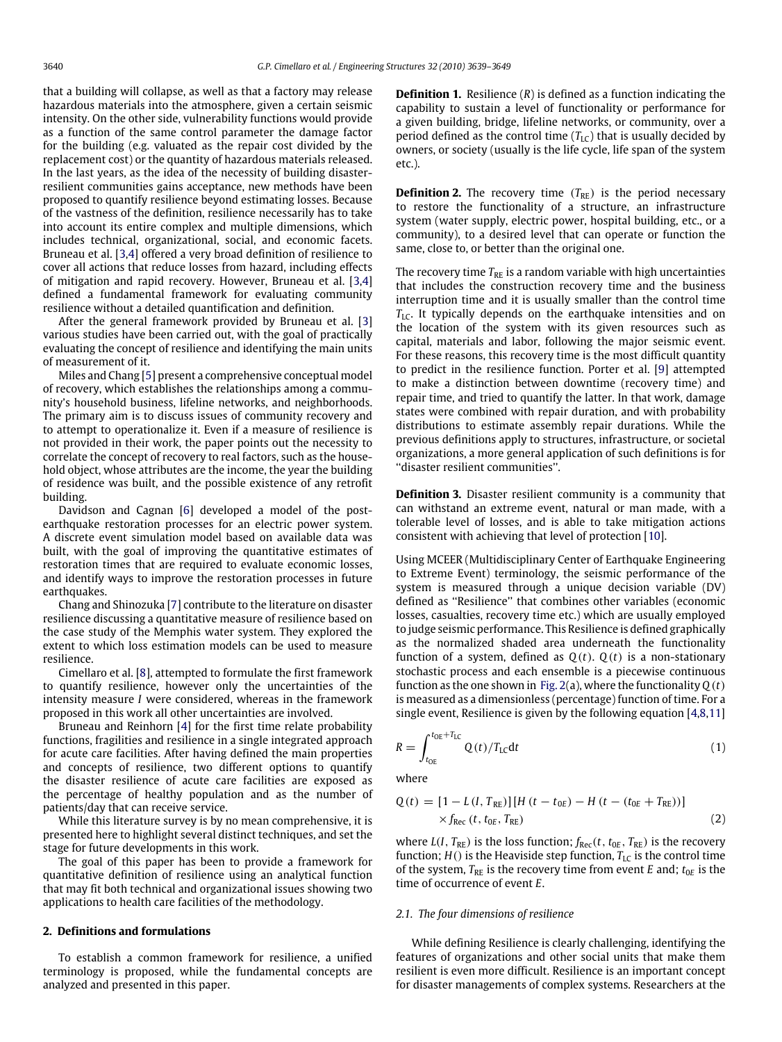that a building will collapse, as well as that a factory may release hazardous materials into the atmosphere, given a certain seismic intensity. On the other side, vulnerability functions would provide as a function of the same control parameter the damage factor for the building (e.g. valuated as the repair cost divided by the replacement cost) or the quantity of hazardous materials released. In the last years, as the idea of the necessity of building disaster-resilient communities gains acceptance, new methods have been proposed to quantify resilience beyond estimating losses. Because of the vastness of the definition, resilience necessarily has to take into account its entire complex and multiple dimensions, which includes technical, organizational, social, and economic facets. Bruneau et al. [3,4] offered a very broad definition of resilience to cover all actions that reduce losses from hazard, including effects of mitigation and rapid recovery. However, Bruneau et al. [3,4] defined a fundamental framework for evaluating community resilience without a detailed quantification and definition.

After the general framework provided by Bruneau et al. [3] various studies have been carried out, with the goal of practically evaluating the concept of resilience and identifying the main units of measurement of it.

Miles and Chang [5] present a comprehensive conceptual model of recovery, which establishes the relationships among a community's household business, lifeline networks, and neighborhoods. The primary aim is to discuss issues of community recovery and to attempt to operationalize it. Even if a measure of resilience is not provided in their work, the paper points out the necessity to correlate the concept of recovery to real factors, such as the household object, whose attributes are the income, the year the building of residence was built, and the possible existence of any retrofit building.

Davidson and Cagnan [6] developed a model of the post-earthquake restoration processes for an electric power system. A discrete event simulation model based on available data was built, with the goal of improving the quantitative estimates of restoration times that are required to evaluate economic losses, and identify ways to improve the restoration processes in future earthquakes.

Chang and Shinozuka [7] contribute to the literature on disaster resilience discussing a quantitative measure of resilience based on the case study of the Memphis water system. They explored the extent to which loss estimation models can be used to measure resilience.

Cimellaro et al. [8], attempted to formulate the first framework to quantify resilience, however only the uncertainties of the intensity measure $I$ were considered, whereas in the framework proposed in this work all other uncertainties are involved.

Bruneau and Reinhorn [4] for the first time relate probability functions, fragilities and resilience in a single integrated approach for acute care facilities. After having defined the main properties and concepts of resilience, two different options to quantify the disaster resilience of acute care facilities are exposed as the percentage of healthy population and as the number of patients/day that can receive service.

While this literature survey is by no mean comprehensive, it is presented here to highlight several distinct techniques, and set the stage for future developments in this work.

The goal of this paper has been to provide a framework for quantitative definition of resilience using an analytical function that may fit both technical and organizational issues showing two applications to health care facilities of the methodology.

## 2. Definitions and formulations

To establish a common framework for resilience, a unified terminology is proposed, while the fundamental concepts are analyzed and presented in this paper.

**Definition 1.** Resilience ($R$) is defined as a function indicating the capability to sustain a level of functionality or performance for a given building, bridge, lifeline networks, or community, over a period defined as the control time ($T_{LC}$) that is usually decided by owners, or society (usually is the life cycle, life span of the system etc.).

**Definition 2.** The recovery time ($T_{RE}$) is the period necessary to restore the functionality of a structure, an infrastructure system (water supply, electric power, hospital building, etc., or a community), to a desired level that can operate or function the same, close to, or better than the original one.

The recovery time $T_{RE}$ is a random variable with high uncertainties that includes the construction recovery time and the business interruption time and it is usually smaller than the control time $T_{LC}$. It typically depends on the earthquake intensities and on the location of the system with its given resources such as capital, materials and labor, following the major seismic event. For these reasons, this recovery time is the most difficult quantity to predict in the resilience function. Porter et al. [9] attempted to make a distinction between downtime (recovery time) and repair time, and tried to quantify the latter. In that work, damage states were combined with repair duration, and with probability distributions to estimate assembly repair durations. While the previous definitions apply to structures, infrastructure, or societal organizations, a more general application of such definitions is for "disaster resilient communities".

**Definition 3.** Disaster resilient community is a community that can withstand an extreme event, natural or man made, with a tolerable level of losses, and is able to take mitigation actions consistent with achieving that level of protection [10].

Using MCEER (Multidisciplinary Center of Earthquake Engineering to Extreme Event) terminology, the seismic performance of the system is measured through a unique decision variable (DV) defined as "Resilience" that combines other variables (economic losses, casualties, recovery time etc.) which are usually employed to judge seismic performance. This Resilience is defined graphically as the normalized shaded area underneath the functionality function of a system, defined as $Q(t)$. $Q(t)$ is a non-stationary stochastic process and each ensemble is a piecewise continuous function as the one shown in Fig. 2(a), where the functionality $Q(t)$ is measured as a dimensionless (percentage) function of time. For a single event, Resilience is given by the following equation [4,8,11]

$$R = \int_{t_{0E}}^{t_{0E}+T_{LC}} Q(t)/T_{LC} \mathrm{d}t \tag{1}$$

where

$$Q(t) = [1 - L(I, T_{RE})][H(t - t_{0E}) - H(t - (t_{0E} + T_{RE}))] \times f_{Rec}(t, t_{0E}, T_{RE}) \tag{2}$$

where $L(I, T_{RE})$ is the loss function; $f_{Rec}(t, t_{0E}, T_{RE})$ is the recovery function; $H()$ is the Heaviside step function, $T_{LC}$ is the control time of the system, $T_{RE}$ is the recovery time from event $E$ and; $t_{0E}$ is the time of occurrence of event $E$.

### 2.1. The four dimensions of resilience

While defining Resilience is clearly challenging, identifying the features of organizations and other social units that make them resilient is even more difficult. Resilience is an important concept for disaster managements of complex systems. Researchers at the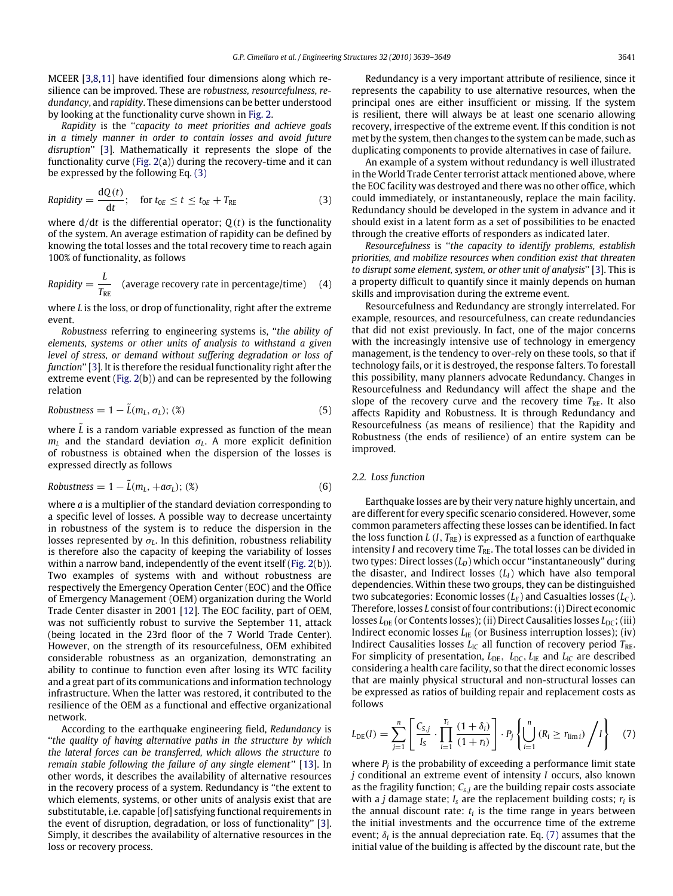MCEER [3,8,11] have identified four dimensions along which resilience can be improved. These are *robustness*, *resourcefulness*, *redundancy*, and *rapidity*. These dimensions can be better understood by looking at the functionality curve shown in Fig. 2.

*Rapidity* is the "*capacity to meet priorities and achieve goals in a timely manner in order to contain losses and avoid future disruption*" [3]. Mathematically it represents the slope of the functionality curve (Fig. 2(a)) during the recovery-time and it can be expressed by the following Eq. (3)

$$Rapidity = \frac{\mathrm{d}Q(t)}{\mathrm{d}t}; \quad \text{for } t_{0E} \leq t \leq t_{0E} + T_{RE} \tag{3}$$

where $\mathrm{d}/\mathrm{d}t$ is the differential operator; $Q(t)$ is the functionality of the system. An average estimation of rapidity can be defined by knowing the total losses and the total recovery time to reach again 100% of functionality, as follows

$$Rapidity = \frac{L}{T_{RE}} \quad \text{(average recovery rate in percentage/time)} \tag{4}$$

where $L$ is the loss, or drop of functionality, right after the extreme event.

*Robustness* referring to engineering systems is, "*the ability of elements, systems or other units of analysis to withstand a given level of stress, or demand without suffering degradation or loss of function*" [3]. It is therefore the residual functionality right after the extreme event (Fig. 2(b)) and can be represented by the following relation

$$Robustness = 1 - \tilde{L}(m_L, \sigma_L); \ (\%) \tag{5}$$

where $\tilde{L}$ is a random variable expressed as function of the mean $m_L$ and the standard deviation $\sigma_L$. A more explicit definition of robustness is obtained when the dispersion of the losses is expressed directly as follows

$$Robustness = 1 - \tilde{L}(m_L, +a\sigma_L); \ (\%) \tag{6}$$

where $a$ is a multiplier of the standard deviation corresponding to a specific level of losses. A possible way to decrease uncertainty in robustness of the system is to reduce the dispersion in the losses represented by $\sigma_L$. In this definition, robustness reliability is therefore also the capacity of keeping the variability of losses within a narrow band, independently of the event itself (Fig. 2(b)). Two examples of systems with and without robustness are respectively the Emergency Operation Center (EOC) and the Office of Emergency Management (OEM) organization during the World Trade Center disaster in 2001 [12]. The EOC facility, part of OEM, was not sufficiently robust to survive the September 11, attack (being located in the 23rd floor of the 7 World Trade Center). However, on the strength of its resourcefulness, OEM exhibited considerable robustness as an organization, demonstrating an ability to continue to function even after losing its WTC facility and a great part of its communications and information technology infrastructure. When the latter was restored, it contributed to the resilience of the OEM as a functional and effective organizational network.

According to the earthquake engineering field, *Redundancy* is "*the quality of having alternative paths in the structure by which the lateral forces can be transferred, which allows the structure to remain stable following the failure of any single element*" [13]. In other words, it describes the availability of alternative resources in the recovery process of a system. Redundancy is "the extent to which elements, systems, or other units of analysis exist that are substitutable, i.e. capable [of] satisfying functional requirements in the event of disruption, degradation, or loss of functionality" [3]. Simply, it describes the availability of alternative resources in the loss or recovery process.

Redundancy is a very important attribute of resilience, since it represents the capability to use alternative resources, when the principal ones are either insufficient or missing. If the system is resilient, there will always be at least one scenario allowing recovery, irrespective of the extreme event. If this condition is not met by the system, then changes to the system can be made, such as duplicating components to provide alternatives in case of failure.

An example of a system without redundancy is well illustrated in the World Trade Center terrorist attack mentioned above, where the EOC facility was destroyed and there was no other office, which could immediately, or instantaneously, replace the main facility. Redundancy should be developed in the system in advance and it should exist in a latent form as a set of possibilities to be enacted through the creative efforts of responders as indicated later.

*Resourcefulness* is "*the capacity to identify problems, establish priorities, and mobilize resources when condition exist that threaten to disrupt some element, system, or other unit of analysis*" [3]. This is a property difficult to quantify since it mainly depends on human skills and improvisation during the extreme event.

Resourcefulness and Redundancy are strongly interrelated. For example, resources, and resourcefulness, can create redundancies that did not exist previously. In fact, one of the major concerns with the increasingly intensive use of technology in emergency management, is the tendency to over-rely on these tools, so that if technology fails, or it is destroyed, the response falters. To forestall this possibility, many planners advocate Redundancy. Changes in Resourcefulness and Redundancy will affect the shape and the slope of the recovery curve and the recovery time $T_{RE}$. It also affects Rapidity and Robustness. It is through Redundancy and Resourcefulness (as means of resilience) that the Rapidity and Robustness (the ends of resilience) of an entire system can be improved.

### 2.2. Loss function

Earthquake losses are by their very nature highly uncertain, and are different for every specific scenario considered. However, some common parameters affecting these losses can be identified. In fact the loss function $L(I, T_{RE})$ is expressed as a function of earthquake intensity $I$ and recovery time $T_{RE}$. The total losses can be divided in two types: Direct losses ($L_D$) which occur "instantaneously" during the disaster, and Indirect losses ($L_I$) which have also temporal dependencies. Within these two groups, they can be distinguished two subcategories: Economic losses ($L_E$) and Casualties losses ($L_C$). Therefore, losses $L$ consist of four contributions: (i) Direct economic losses $L_{DE}$ (or Contents losses); (ii) Direct Causalities losses $L_{DC}$; (iii) Indirect economic losses $L_{IE}$ (or Business interruption losses); (iv) Indirect Causalities losses $L_{IC}$ all function of recovery period $T_{RE}$. For simplicity of presentation, $L_{DE}$, $L_{DC}$, $L_{IE}$ and $L_{IC}$ are described considering a health care facility, so that the direct economic losses that are mainly physical structural and non-structural losses can be expressed as ratios of building repair and replacement costs as follows

$$L_{DE}(I) = \sum_{j=1}^{n} \left[ \frac{C_{S,j}}{I_S} \cdot \prod_{i=1}^{T_i} \frac{(1+\delta_i)}{(1+r_i)} \right] \cdot P_j \left\{ \bigcup_{i=1}^{n} (R_i \geq r_{\lim i}) \middle/ I \right\} \tag{7}$$

where $P_j$ is the probability of exceeding a performance limit state $j$ conditional an extreme event of intensity $I$ occurs, also known as the fragility function; $C_{s,j}$ are the building repair costs associate with a $j$ damage state; $I_s$ are the replacement building costs; $r_i$ is the annual discount rate: $t_i$ is the time range in years between the initial investments and the occurrence time of the extreme event; $\delta_i$ is the annual depreciation rate. Eq. (7) assumes that the initial value of the building is affected by the discount rate, but the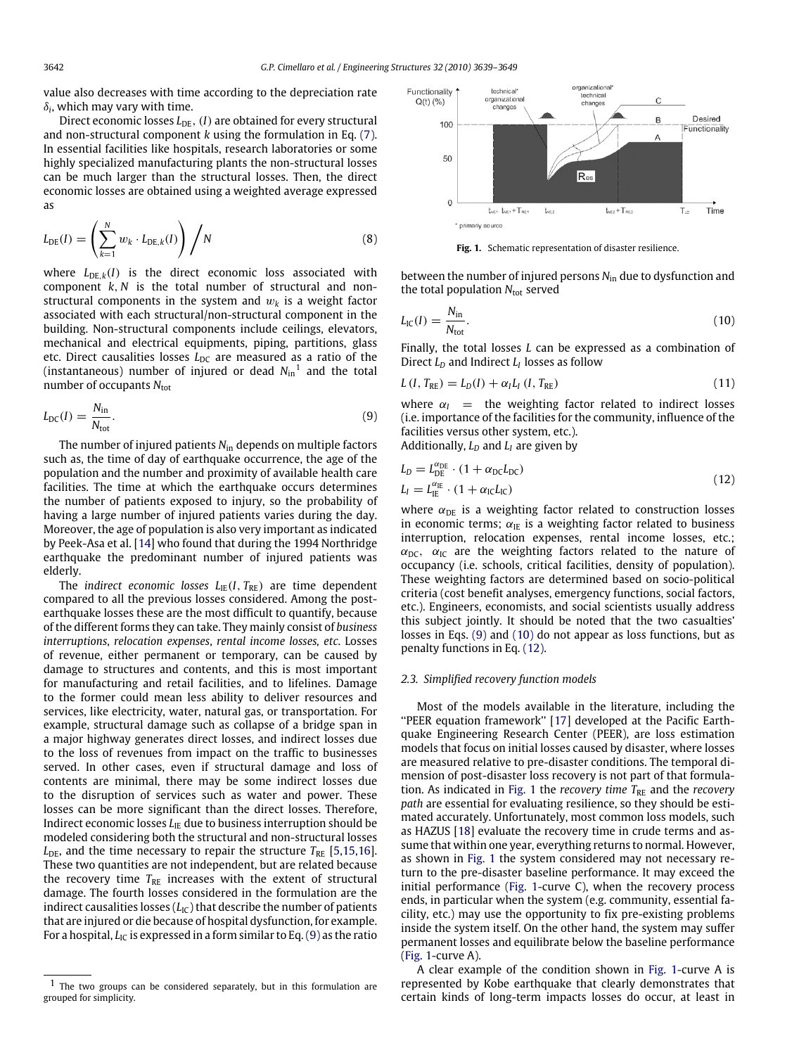value also decreases with time according to the depreciation rate $\delta_i$, which may vary with time.

Direct economic losses $L_{DE}$, $(I)$ are obtained for every structural and non-structural component $k$ using the formulation in Eq. (7). In essential facilities like hospitals, research laboratories or some highly specialized manufacturing plants the non-structural losses can be much larger than the structural losses. Then, the direct economic losses are obtained using a weighted average expressed as

$$L_{DE}(I) = \left( \sum_{k=1}^{N} w_k \cdot L_{DE,k}(I) \right) \Big/ N \tag{8}$$

where $L_{DE,k}(I)$ is the direct economic loss associated with component $k$, $N$ is the total number of structural and non-structural components in the system and $w_k$ is a weight factor associated with each structural/non-structural component in the building. Non-structural components include ceilings, elevators, mechanical and electrical equipments, piping, partitions, glass etc. Direct causalities losses $L_{DC}$ are measured as a ratio of the (instantaneous) number of injured or dead $N_{in}$[1] and the total number of occupants $N_{tot}$

$$L_{DC}(I) = \frac{N_{in}}{N_{tot}}. \tag{9}$$

The number of injured patients $N_{in}$ depends on multiple factors such as, the time of day of earthquake occurrence, the age of the population and the number and proximity of available health care facilities. The time at which the earthquake occurs determines the number of patients exposed to injury, so the probability of having a large number of injured patients varies during the day. Moreover, the age of population is also very important as indicated by Peek-Asa et al. [14] who found that during the 1994 Northridge earthquake the predominant number of injured patients was elderly.

The *indirect economic losses* $L_{IE}(I, T_{RE})$ are time dependent compared to all the previous losses considered. Among the post-earthquake losses these are the most difficult to quantify, because of the different forms they can take. They mainly consist of *business interruptions*, *relocation expenses*, *rental income losses, etc*. Losses of revenue, either permanent or temporary, can be caused by damage to structures and contents, and this is most important for manufacturing and retail facilities, and to lifelines. Damage to the former could mean less ability to deliver resources and services, like electricity, water, natural gas, or transportation. For example, structural damage such as collapse of a bridge span in a major highway generates direct losses, and indirect losses due to the loss of revenues from impact on the traffic to businesses served. In other cases, even if structural damage and loss of contents are minimal, there may be some indirect losses due to the disruption of services such as water and power. These losses can be more significant than the direct losses. Therefore, Indirect economic losses $L_{IE}$ due to business interruption should be modeled considering both the structural and non-structural losses $L_{DE}$, and the time necessary to repair the structure $T_{RE}$ [5,15,16]. These two quantities are not independent, but are related because the recovery time $T_{RE}$ increases with the extent of structural damage. The fourth losses considered in the formulation are the indirect causalities losses ($L_{IC}$) that describe the number of patients that are injured or die because of hospital dysfunction, for example. For a hospital, $L_{IC}$ is expressed in a form similar to Eq. (9) as the ratio between the number of injured persons $N_{in}$ due to dysfunction and the total population $N_{tot}$ served

$$L_{IC}(I) = \frac{N_{in}}{N_{tot}}. \tag{10}$$

Finally, the total losses $L$ can be expressed as a combination of Direct $L_D$ and Indirect $L_I$ losses as follow

$$L\,(I, T_{RE}) = L_D(I) + \alpha_I L_I\,(I, T_{RE}) \tag{11}$$

where $\alpha_I$ = the weighting factor related to indirect losses (i.e. importance of the facilities for the community, influence of the facilities versus other system, etc.).

Additionally, $L_D$ and $L_I$ are given by

$$L_D = L_{DE}^{\alpha_{DE}} \cdot (1 + \alpha_{DC} L_{DC})$$
$$L_I = L_{IE}^{\alpha_{IE}} \cdot (1 + \alpha_{IC} L_{IC}) \tag{12}$$

where $\alpha_{DE}$ is a weighting factor related to construction losses in economic terms; $\alpha_{IE}$ is a weighting factor related to business interruption, relocation expenses, rental income losses, etc.; $\alpha_{DC}$, $\alpha_{IC}$ are the weighting factors related to the nature of occupancy (i.e. schools, critical facilities, density of population). These weighting factors are determined based on socio-political criteria (cost benefit analyses, emergency functions, social factors, etc.). Engineers, economists, and social scientists usually address this subject jointly. It should be noted that the two casualties' losses in Eqs. (9) and (10) do not appear as loss functions, but as penalty functions in Eq. (12).

Fig. 1. Schematic representation of disaster resilience.

### 2.3. Simplified recovery function models

Most of the models available in the literature, including the "PEER equation framework" [17] developed at the Pacific Earthquake Engineering Research Center (PEER), are loss estimation models that focus on initial losses caused by disaster, where losses are measured relative to pre-disaster conditions. The temporal dimension of post-disaster loss recovery is not part of that formulation. As indicated in Fig. 1 the *recovery time* $T_{RE}$ and the *recovery path* are essential for evaluating resilience, so they should be estimated accurately. Unfortunately, most common loss models, such as HAZUS [18] evaluate the recovery time in crude terms and assume that within one year, everything returns to normal. However, as shown in Fig. 1 the system considered may not necessary return to the pre-disaster baseline performance. It may exceed the initial performance (Fig. 1-curve C), when the recovery process ends, in particular when the system (e.g. community, essential facility, etc.) may use the opportunity to fix pre-existing problems inside the system itself. On the other hand, the system may suffer permanent losses and equilibrate below the baseline performance (Fig. 1-curve A).

A clear example of the condition shown in Fig. 1-curve A is represented by Kobe earthquake that clearly demonstrates that certain kinds of long-term impacts losses do occur, at least in

[1] The two groups can be considered separately, but in this formulation are grouped for simplicity.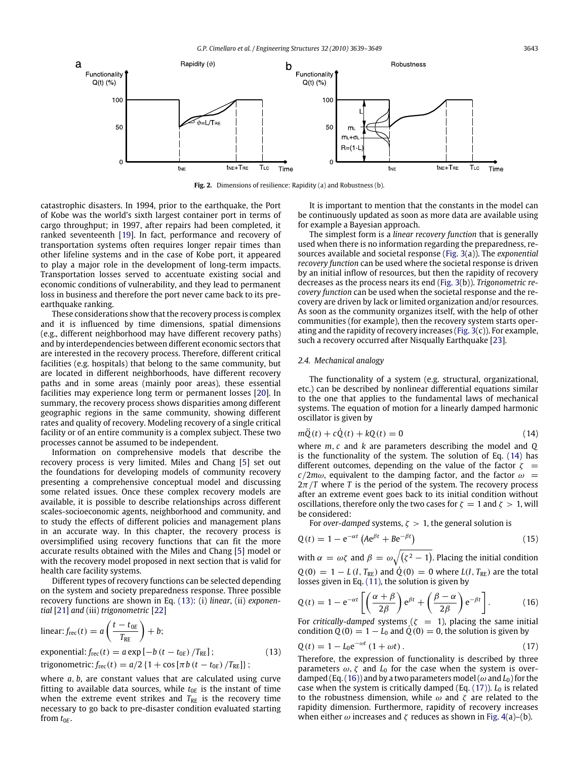Fig. 2. Dimensions of resilience: Rapidity (a) and Robustness (b).

catastrophic disasters. In 1994, prior to the earthquake, the Port of Kobe was the world's sixth largest container port in terms of cargo throughput; in 1997, after repairs had been completed, it ranked seventeenth [19]. In fact, performance and recovery of transportation systems often requires longer repair times than other lifeline systems and in the case of Kobe port, it appeared to play a major role in the development of long-term impacts. Transportation losses served to accentuate existing social and economic conditions of vulnerability, and they lead to permanent loss in business and therefore the port never came back to its pre-earthquake ranking.

These considerations show that the recovery process is complex and it is influenced by time dimensions, spatial dimensions (e.g., different neighborhood may have different recovery paths) and by interdependencies between different economic sectors that are interested in the recovery process. Therefore, different critical facilities (e.g. hospitals) that belong to the same community, but are located in different neighborhoods, have different recovery paths and in some areas (mainly poor areas), these essential facilities may experience long term or permanent losses [20]. In summary, the recovery process shows disparities among different geographic regions in the same community, showing different rates and quality of recovery. Modeling recovery of a single critical facility or of an entire community is a complex subject. These two processes cannot be assumed to be independent.

Information on comprehensive models that describe the recovery process is very limited. Miles and Chang [5] set out the foundations for developing models of community recovery presenting a comprehensive conceptual model and discussing some related issues. Once these complex recovery models are available, it is possible to describe relationships across different scales-socioeconomic agents, neighborhood and community, and to study the effects of different policies and management plans in an accurate way. In this chapter, the recovery process is oversimplified using recovery functions that can fit the more accurate results obtained with the Miles and Chang [5] model or with the recovery model proposed in next section that is valid for health care facility systems.

Different types of recovery functions can be selected depending on the system and society preparedness response. Three possible recovery functions are shown in Eq. (13): (i) *linear*, (ii) *exponential* [21] *and* (iii) *trigonometric* [22]

$$\text{linear: } f_{\text{rec}}(t) = a\left(\frac{t - t_{0E}}{T_{\text{RE}}}\right) + b;$$

$$\text{exponential: } f_{\text{rec}}(t) = a\exp\left[-b\left(t - t_{0E}\right)/T_{\text{RE}}\right]; \tag{13}$$

$$\text{trigonometric: } f_{\text{rec}}(t) = a/2\left\{1 + \cos\left[\pi b\left(t - t_{0E}\right)/T_{\text{RE}}\right]\right\};$$

where $a$, $b$, are constant values that are calculated using curve fitting to available data sources, while $t_{0E}$ is the instant of time when the extreme event strikes and $T_{\text{RE}}$ is the recovery time necessary to go back to pre-disaster condition evaluated starting from $t_{0E}$.

It is important to mention that the constants in the model can be continuously updated as soon as more data are available using for example a Bayesian approach.

The simplest form is a *linear recovery function* that is generally used when there is no information regarding the preparedness, resources available and societal response (Fig. 3(a)). The *exponential recovery function* can be used where the societal response is driven by an initial inflow of resources, but then the rapidity of recovery decreases as the process nears its end (Fig. 3(b)). *Trigonometric recovery function* can be used when the societal response and the recovery are driven by lack or limited organization and/or resources. As soon as the community organizes itself, with the help of other communities (for example), then the recovery system starts operating and the rapidity of recovery increases (Fig. 3(c)). For example, such a recovery occurred after Nisqually Earthquake [23].

### 2.4. Mechanical analogy

The functionality of a system (e.g. structural, organizational, etc.) can be described by nonlinear differential equations similar to the one that applies to the fundamental laws of mechanical systems. The equation of motion for a linearly damped harmonic oscillator is given by

$$m\ddot{Q}(t) + c\dot{Q}(t) + kQ(t) = 0 \tag{14}$$

where $m$, $c$ and $k$ are parameters describing the model and $Q$ is the functionality of the system. The solution of Eq. (14) has different outcomes, depending on the value of the factor $\zeta = c/2m\omega$, equivalent to the damping factor, and the factor $\omega = 2\pi/T$ where $T$ is the period of the system. The recovery process after an extreme event goes back to its initial condition without oscillations, therefore only the two cases for $\zeta = 1$ and $\zeta > 1$, will be considered:

For *over-damped* systems, $\zeta > 1$, the general solution is

$$Q(t) = 1 - e^{-\alpha t}\left(Ae^{\beta t} + Be^{-\beta t}\right) \tag{15}$$

with $\alpha = \omega\zeta$ and $\beta = \omega\sqrt{\left(\zeta^2 - 1\right)}$. Placing the initial condition $Q(0) = 1 - L(I, T_{\text{RE}})$ and $\dot{Q}(0) = 0$ where $L(I, T_{\text{RE}})$ are the total losses given in Eq. (11), the solution is given by

$$Q(t) = 1 - e^{-\alpha t}\left[\left(\frac{\alpha + \beta}{2\beta}\right)e^{\beta t} + \left(\frac{\beta - \alpha}{2\beta}\right)e^{-\beta t}\right]. \tag{16}$$

For *critically-damped* systems ($\zeta = 1$), placing the same initial condition $Q(0) = 1 - L_0$ and $\dot{Q}(0) = 0$, the solution is given by

$$Q(t) = 1 - L_0 e^{-\omega t}\left(1 + \omega t\right). \tag{17}$$

Therefore, the expression of functionality is described by three parameters $\omega$, $\zeta$ and $L_0$ for the case when the system is over-damped (Eq. (16)) and by a two parameters model ($\omega$ and $L_0$) for the case when the system is critically damped (Eq. (17)). $L_0$ is related to the robustness dimension, while $\omega$ and $\zeta$ are related to the rapidity dimension. Furthermore, rapidity of recovery increases when either $\omega$ increases and $\zeta$ reduces as shown in Fig. 4(a)–(b).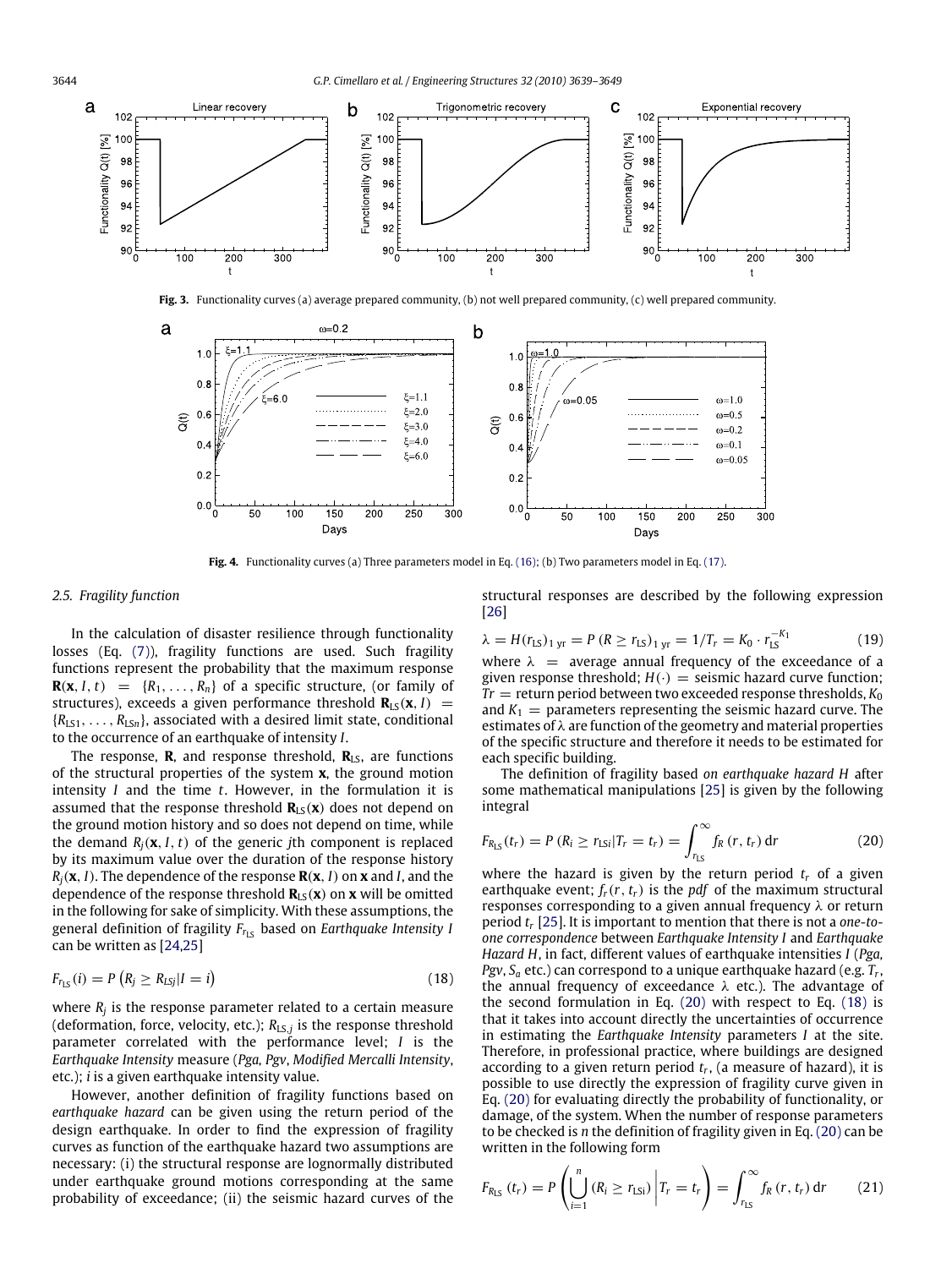**Fig. 3.** Functionality curves (a) average prepared community, (b) not well prepared community, (c) well prepared community.

**Fig. 4.** Functionality curves (a) Three parameters model in Eq. (16); (b) Two parameters model in Eq. (17).

### 2.5. Fragility function

In the calculation of disaster resilience through functionality losses (Eq. (7)), fragility functions are used. Such fragility functions represent the probability that the maximum response $\mathbf{R}(\mathbf{x}, I, t) = \{R_1, \ldots, R_n\}$ of a specific structure, (or family of structures), exceeds a given performance threshold $\mathbf{R}_{LS}(\mathbf{x}, I) = \{R_{LS1}, \ldots, R_{LSn}\}$, associated with a desired limit state, conditional to the occurrence of an earthquake of intensity $I$.

The response, $\mathbf{R}$, and response threshold, $\mathbf{R}_{LS}$, are functions of the structural properties of the system $\mathbf{x}$, the ground motion intensity $I$ and the time $t$. However, in the formulation it is assumed that the response threshold $\mathbf{R}_{LS}(\mathbf{x})$ does not depend on the ground motion history and so does not depend on time, while the demand $R_j(\mathbf{x}, I, t)$ of the generic $j$th component is replaced by its maximum value over the duration of the response history $R_j(\mathbf{x}, I)$. The dependence of the response $\mathbf{R}(\mathbf{x}, I)$ on $\mathbf{x}$ and $I$, and the dependence of the response threshold $\mathbf{R}_{LS}(\mathbf{x})$ on $\mathbf{x}$ will be omitted in the following for sake of simplicity. With these assumptions, the general definition of fragility $F_{r_{LS}}$ based on *Earthquake Intensity I* can be written as [24,25]

$$F_{r_{LS}}(i) = P\left(R_j \geq R_{LSj} | I = i\right) \tag{18}$$

where $R_j$ is the response parameter related to a certain measure (deformation, force, velocity, etc.); $R_{LS,j}$ is the response threshold parameter correlated with the performance level; $I$ is the *Earthquake Intensity* measure (*Pga*, *Pgv*, *Modified Mercalli Intensity*, etc.); $i$ is a given earthquake intensity value.

However, another definition of fragility functions based on *earthquake hazard* can be given using the return period of the design earthquake. In order to find the expression of fragility curves as function of the earthquake hazard two assumptions are necessary: (i) the structural response are lognormally distributed under earthquake ground motions corresponding at the same probability of exceedance; (ii) the seismic hazard curves of the structural responses are described by the following expression [26]

$$\lambda = H(r_{LS})_{1\text{ yr}} = P\left(R \geq r_{LS}\right)_{1\text{ yr}} = 1/T_r = K_0 \cdot r_{LS}^{-K_1} \tag{19}$$

where $\lambda$ = average annual frequency of the exceedance of a given response threshold; $H(\cdot)$ = seismic hazard curve function; $Tr$ = return period between two exceeded response thresholds, $K_0$ and $K_1$ = parameters representing the seismic hazard curve. The estimates of $\lambda$ are function of the geometry and material properties of the specific structure and therefore it needs to be estimated for each specific building.

The definition of fragility based *on earthquake hazard H* after some mathematical manipulations [25] is given by the following integral

$$F_{R_{LS}}(t_r) = P\left(R_i \geq r_{LSi} | T_r = t_r\right) = \int_{r_{LS}}^{\infty} f_R\left(r, t_r\right) \mathrm{d}r \tag{20}$$

where the hazard is given by the return period $t_r$ of a given earthquake event; $f_r(r, t_r)$ is the *pdf* of the maximum structural responses corresponding to a given annual frequency $\lambda$ or return period $t_r$ [25]. It is important to mention that there is not a *one-to-one correspondence* between *Earthquake Intensity I* and *Earthquake Hazard H*, in fact, different values of earthquake intensities $I$ (*Pga, Pgv*, $S_a$ etc.) can correspond to a unique earthquake hazard (e.g. $T_r$, the annual frequency of exceedance $\lambda$ etc.). The advantage of the second formulation in Eq. (20) with respect to Eq. (18) is that it takes into account directly the uncertainties of occurrence in estimating the *Earthquake Intensity* parameters $I$ at the site. Therefore, in professional practice, where buildings are designed according to a given return period $t_r$, (a measure of hazard), it is possible to use directly the expression of fragility curve given in Eq. (20) for evaluating directly the probability of functionality, or damage, of the system. When the number of response parameters to be checked is $n$ the definition of fragility given in Eq. (20) can be written in the following form

$$F_{R_{LS}}\left(t_r\right) = P\left(\bigcup_{i=1}^{n} \left(R_i \geq r_{LSi}\right) \middle| T_r = t_r\right) = \int_{r_{LS}}^{\infty} f_R\left(r, t_r\right) \mathrm{d}r \tag{21}$$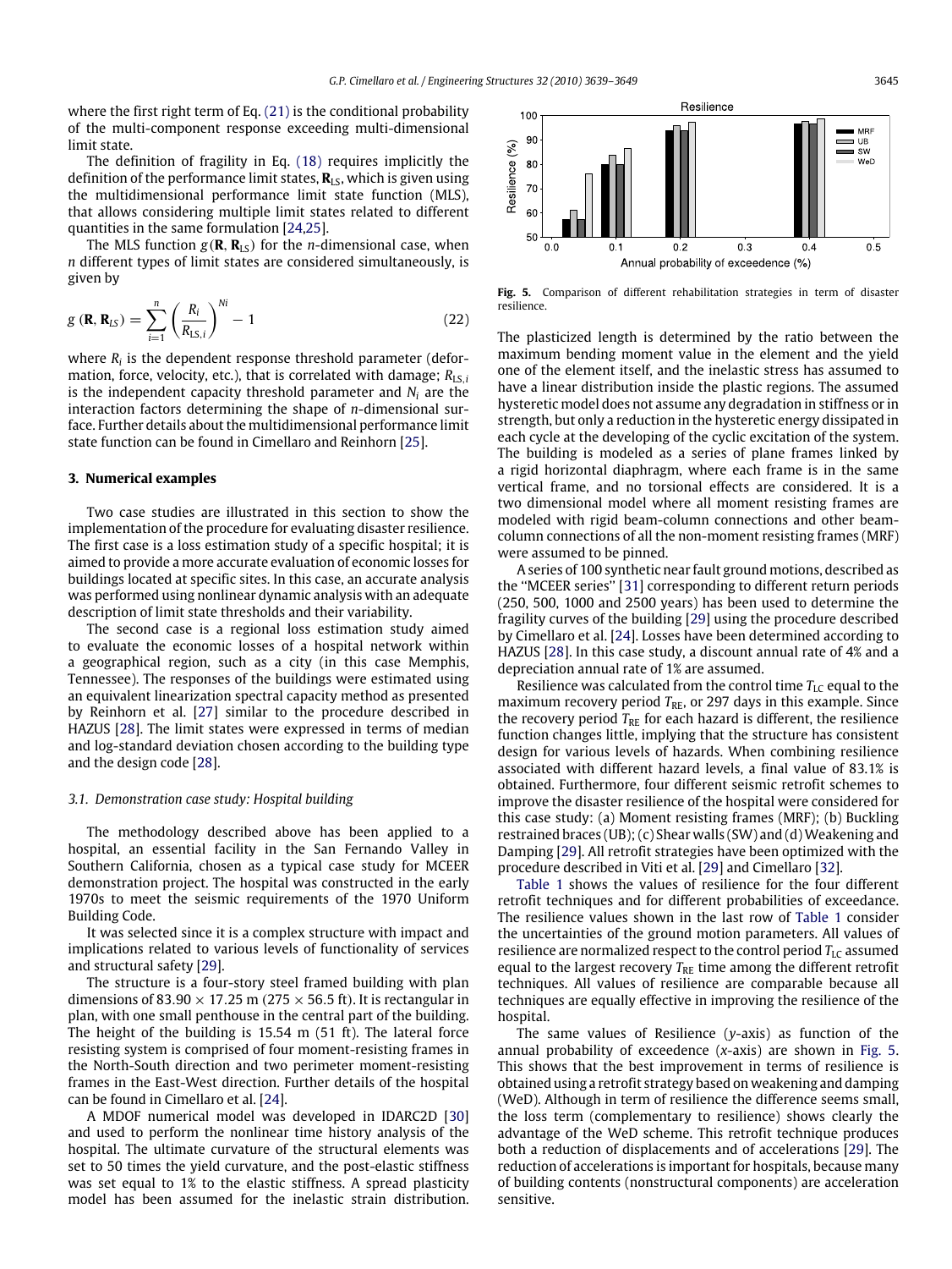where the first right term of Eq. (21) is the conditional probability of the multi-component response exceeding multi-dimensional limit state.

The definition of fragility in Eq. (18) requires implicitly the definition of the performance limit states, $\mathbf{R}_{LS}$, which is given using the multidimensional performance limit state function (MLS), that allows considering multiple limit states related to different quantities in the same formulation [24,25].

The MLS function $g(\mathbf{R}, \mathbf{R}_{LS})$ for the $n$-dimensional case, when $n$ different types of limit states are considered simultaneously, is given by

$$g(\mathbf{R}, \mathbf{R}_{LS}) = \sum_{i=1}^{n} \left( \frac{R_i}{R_{LS,i}} \right)^{Ni} - 1 \tag{22}$$

where $R_i$ is the dependent response threshold parameter (deformation, force, velocity, etc.), that is correlated with damage; $R_{LS,i}$ is the independent capacity threshold parameter and $N_i$ are the interaction factors determining the shape of $n$-dimensional surface. Further details about the multidimensional performance limit state function can be found in Cimellaro and Reinhorn [25].

## 3. Numerical examples

Two case studies are illustrated in this section to show the implementation of the procedure for evaluating disaster resilience. The first case is a loss estimation study of a specific hospital; it is aimed to provide a more accurate evaluation of economic losses for buildings located at specific sites. In this case, an accurate analysis was performed using nonlinear dynamic analysis with an adequate description of limit state thresholds and their variability.

The second case is a regional loss estimation study aimed to evaluate the economic losses of a hospital network within a geographical region, such as a city (in this case Memphis, Tennessee). The responses of the buildings were estimated using an equivalent linearization spectral capacity method as presented by Reinhorn et al. [27] similar to the procedure described in HAZUS [28]. The limit states were expressed in terms of median and log-standard deviation chosen according to the building type and the design code [28].

### 3.1. Demonstration case study: Hospital building

The methodology described above has been applied to a hospital, an essential facility in the San Fernando Valley in Southern California, chosen as a typical case study for MCEER demonstration project. The hospital was constructed in the early 1970s to meet the seismic requirements of the 1970 Uniform Building Code.

It was selected since it is a complex structure with impact and implications related to various levels of functionality of services and structural safety [29].

The structure is a four-story steel framed building with plan dimensions of 83.90 × 17.25 m (275 × 56.5 ft). It is rectangular in plan, with one small penthouse in the central part of the building. The height of the building is 15.54 m (51 ft). The lateral force resisting system is comprised of four moment-resisting frames in the North-South direction and two perimeter moment-resisting frames in the East-West direction. Further details of the hospital can be found in Cimellaro et al. [24].

A MDOF numerical model was developed in IDARC2D [30] and used to perform the nonlinear time history analysis of the hospital. The ultimate curvature of the structural elements was set to 50 times the yield curvature, and the post-elastic stiffness was set equal to 1% to the elastic stiffness. A spread plasticity model has been assumed for the inelastic strain distribution. The plasticized length is determined by the ratio between the maximum bending moment value in the element and the yield one of the element itself, and the inelastic stress has assumed to have a linear distribution inside the plastic regions. The assumed hysteretic model does not assume any degradation in stiffness or in strength, but only a reduction in the hysteretic energy dissipated in each cycle at the developing of the cyclic excitation of the system. The building is modeled as a series of plane frames linked by a rigid horizontal diaphragm, where each frame is in the same vertical frame, and no torsional effects are considered. It is a two dimensional model where all moment resisting frames are modeled with rigid beam-column connections and other beam-column connections of all the non-moment resisting frames (MRF) were assumed to be pinned.

A series of 100 synthetic near fault ground motions, described as the "MCEER series" [31] corresponding to different return periods (250, 500, 1000 and 2500 years) has been used to determine the fragility curves of the building [29] using the procedure described by Cimellaro et al. [24]. Losses have been determined according to HAZUS [28]. In this case study, a discount annual rate of 4% and a depreciation annual rate of 1% are assumed.

Resilience was calculated from the control time $T_{LC}$ equal to the maximum recovery period $T_{RE}$, or 297 days in this example. Since the recovery period $T_{RE}$ for each hazard is different, the resilience function changes little, implying that the structure has consistent design for various levels of hazards. When combining resilience associated with different hazard levels, a final value of 83.1% is obtained. Furthermore, four different seismic retrofit schemes to improve the disaster resilience of the hospital were considered for this case study: (a) Moment resisting frames (MRF); (b) Buckling restrained braces (UB); (c) Shear walls (SW) and (d) Weakening and Damping [29]. All retrofit strategies have been optimized with the procedure described in Viti et al. [29] and Cimellaro [32].

Table 1 shows the values of resilience for the four different retrofit techniques and for different probabilities of exceedance. The resilience values shown in the last row of Table 1 consider the uncertainties of the ground motion parameters. All values of resilience are normalized respect to the control period $T_{LC}$ assumed equal to the largest recovery $T_{RE}$ time among the different retrofit techniques. All values of resilience are comparable because all techniques are equally effective in improving the resilience of the hospital.

Fig. 5. Comparison of different rehabilitation strategies in term of disaster resilience.

The same values of Resilience ($y$-axis) as function of the annual probability of exceedence ($x$-axis) are shown in Fig. 5. This shows that the best improvement in terms of resilience is obtained using a retrofit strategy based on weakening and damping (WeD). Although in term of resilience the difference seems small, the loss term (complementary to resilience) shows clearly the advantage of the WeD scheme. This retrofit technique produces both a reduction of displacements and of accelerations [29]. The reduction of accelerations is important for hospitals, because many of building contents (nonstructural components) are acceleration sensitive.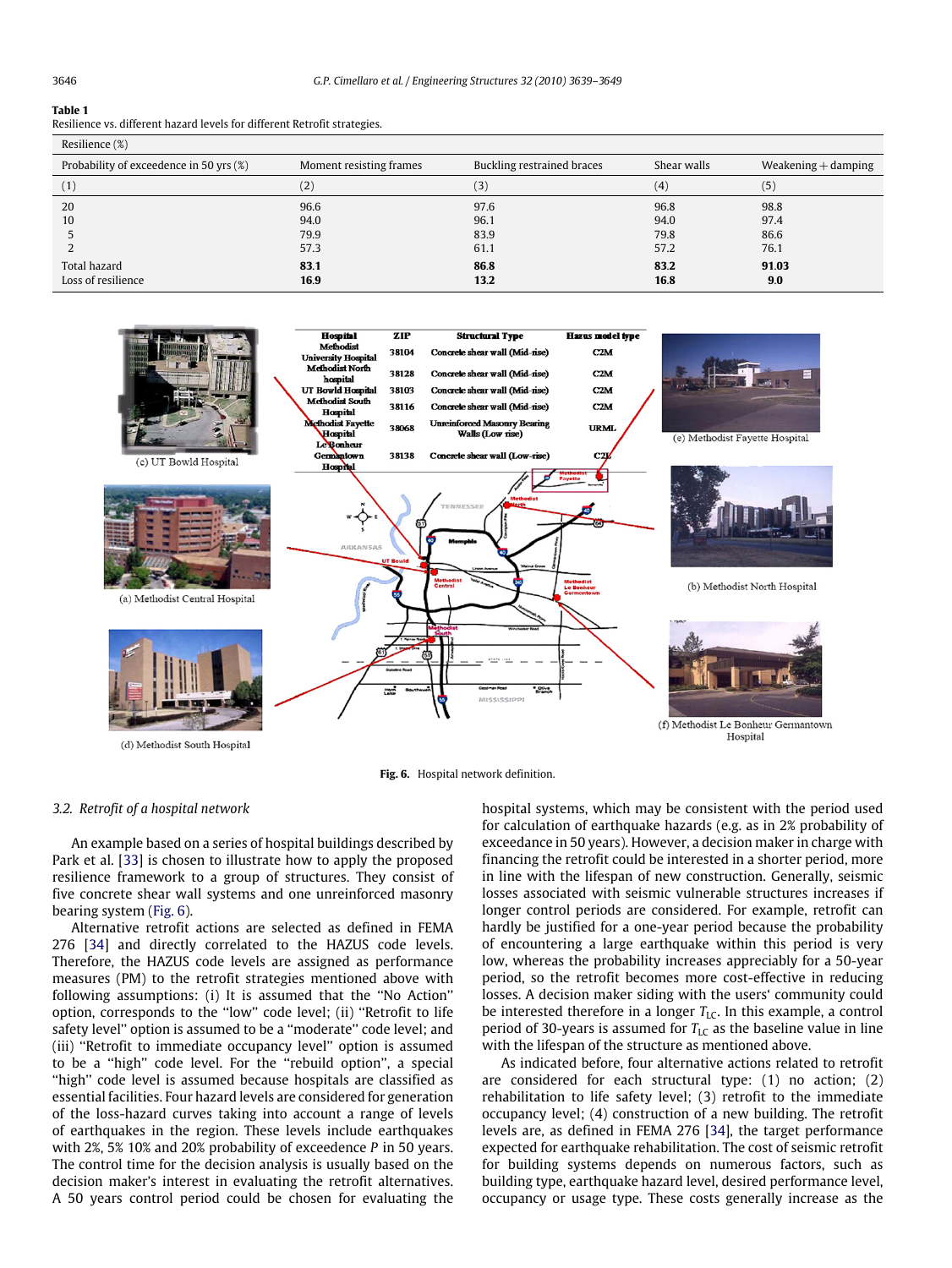**Table 1**
Resilience vs. different hazard levels for different Retrofit strategies.

| Resilience (%) | | | | |
|---|---|---|---|---|
| Probability of exceedence in 50 yrs (%) | Moment resisting frames | Buckling restrained braces | Shear walls | Weakening + damping |
| (1) | (2) | (3) | (4) | (5) |
| 20 | 96.6 | 97.6 | 96.8 | 98.8 |
| 10 | 94.0 | 96.1 | 94.0 | 97.4 |
| 5 | 79.9 | 83.9 | 79.8 | 86.6 |
| 2 | 57.3 | 61.1 | 57.2 | 76.1 |
| Total hazard | **83.1** | **86.8** | **83.2** | **91.03** |
| Loss of resilience | **16.9** | **13.2** | **16.8** | **9.0** |

| Hospital | ZIP | Structural Type | Hazus model type |
|---|---|---|---|
| Methodist University Hospital | 38104 | Concrete shear wall (Mid-rise) | C2M |
| Methodist North hospital | 38128 | Concrete shear wall (Mid-rise) | C2M |
| UT Bowld Hospital | 38103 | Concrete shear wall (Mid-rise) | C2M |
| Methodist South Hospital | 38116 | Concrete shear wall (Mid-rise) | C2M |
| Methodist Fayette Hospital | 38068 | Unreinforced Masonry Bearing Walls (Low rise) | URML |
| Le Bonheur Germantown Hospital | 38138 | Concrete shear wall (Low-rise) | C2L |

(a) Methodist Central Hospital (b) Methodist North Hospital (c) UT Bowld Hospital (d) Methodist South Hospital (e) Methodist Fayette Hospital (f) Methodist Le Bonheur Germantown Hospital

**Fig. 6.** Hospital network definition.

### 3.2. Retrofit of a hospital network

An example based on a series of hospital buildings described by Park et al. [33] is chosen to illustrate how to apply the proposed resilience framework to a group of structures. They consist of five concrete shear wall systems and one unreinforced masonry bearing system (Fig. 6).

Alternative retrofit actions are selected as defined in FEMA 276 [34] and directly correlated to the HAZUS code levels. Therefore, the HAZUS code levels are assigned as performance measures (PM) to the retrofit strategies mentioned above with following assumptions: (i) It is assumed that the "No Action" option, corresponds to the "low" code level; (ii) "Retrofit to life safety level" option is assumed to be a "moderate" code level; and (iii) "Retrofit to immediate occupancy level" option is assumed to be a "high" code level. For the "rebuild option", a special "high" code level is assumed because hospitals are classified as essential facilities. Four hazard levels are considered for generation of the loss-hazard curves taking into account a range of levels of earthquakes in the region. These levels include earthquakes with 2%, 5% 10% and 20% probability of exceedence $P$ in 50 years. The control time for the decision analysis is usually based on the decision maker's interest in evaluating the retrofit alternatives. A 50 years control period could be chosen for evaluating the hospital systems, which may be consistent with the period used for calculation of earthquake hazards (e.g. as in 2% probability of exceedance in 50 years). However, a decision maker in charge with financing the retrofit could be interested in a shorter period, more in line with the lifespan of new construction. Generally, seismic losses associated with seismic vulnerable structures increases if longer control periods are considered. For example, retrofit can hardly be justified for a one-year period because the probability of encountering a large earthquake within this period is very low, whereas the probability increases appreciably for a 50-year period, so the retrofit becomes more cost-effective in reducing losses. A decision maker siding with the users' community could be interested therefore in a longer $T_{LC}$. In this example, a control period of 30-years is assumed for $T_{LC}$ as the baseline value in line with the lifespan of the structure as mentioned above.

As indicated before, four alternative actions related to retrofit are considered for each structural type: (1) no action; (2) rehabilitation to life safety level; (3) retrofit to the immediate occupancy level; (4) construction of a new building. The retrofit levels are, as defined in FEMA 276 [34], the target performance expected for earthquake rehabilitation. The cost of seismic retrofit for building systems depends on numerous factors, such as building type, earthquake hazard level, desired performance level, occupancy or usage type. These costs generally increase as the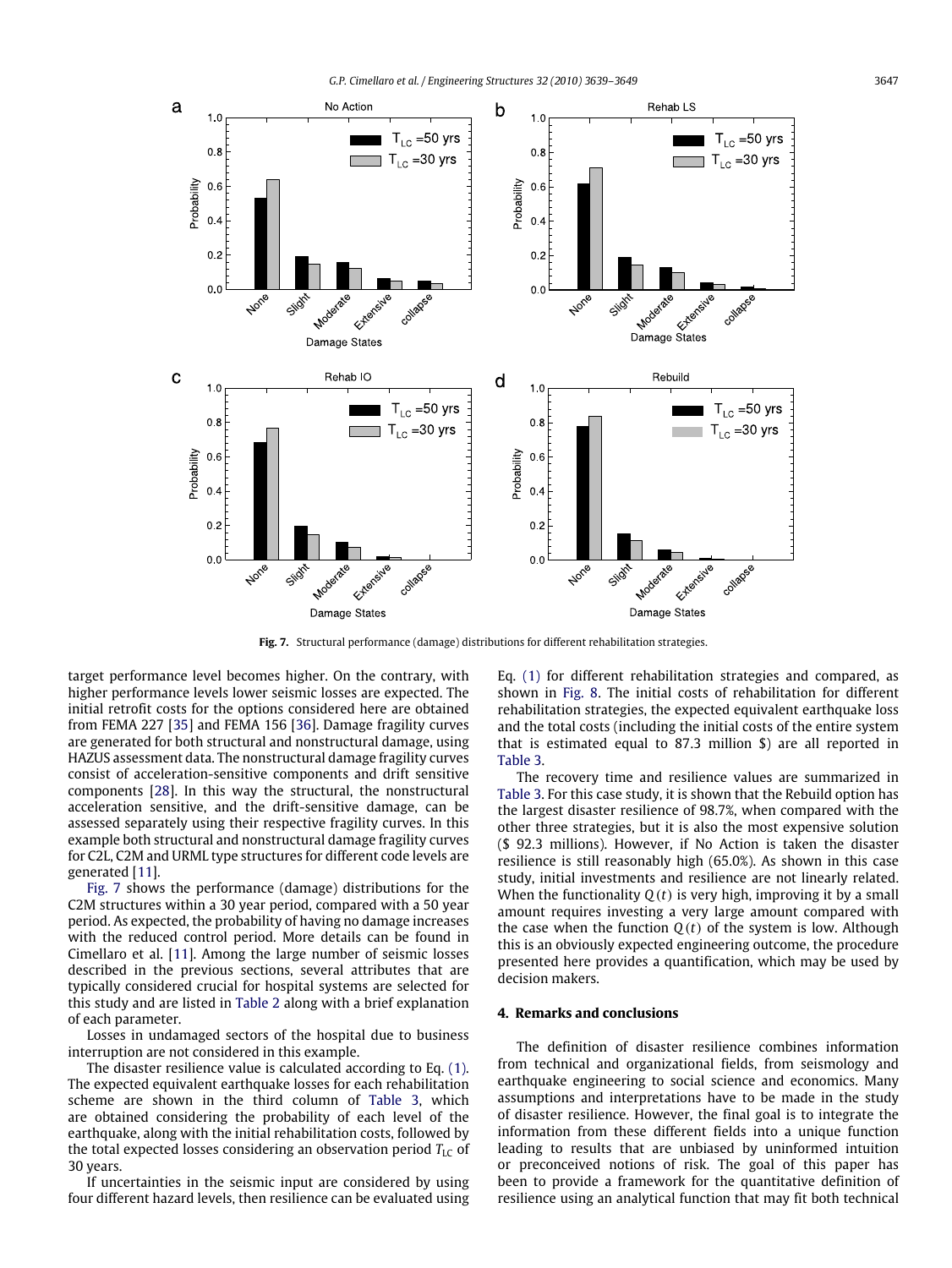Fig. 7. Structural performance (damage) distributions for different rehabilitation strategies.

target performance level becomes higher. On the contrary, with higher performance levels lower seismic losses are expected. The initial retrofit costs for the options considered here are obtained from FEMA 227 [35] and FEMA 156 [36]. Damage fragility curves are generated for both structural and nonstructural damage, using HAZUS assessment data. The nonstructural damage fragility curves consist of acceleration-sensitive components and drift sensitive components [28]. In this way the structural, the nonstructural acceleration sensitive, and the drift-sensitive damage, can be assessed separately using their respective fragility curves. In this example both structural and nonstructural damage fragility curves for C2L, C2M and URML type structures for different code levels are generated [11].

Fig. 7 shows the performance (damage) distributions for the C2M structures within a 30 year period, compared with a 50 year period. As expected, the probability of having no damage increases with the reduced control period. More details can be found in Cimellaro et al. [11]. Among the large number of seismic losses described in the previous sections, several attributes that are typically considered crucial for hospital systems are selected for this study and are listed in Table 2 along with a brief explanation of each parameter.

Losses in undamaged sectors of the hospital due to business interruption are not considered in this example.

The disaster resilience value is calculated according to Eq. (1). The expected equivalent earthquake losses for each rehabilitation scheme are shown in the third column of Table 3, which are obtained considering the probability of each level of the earthquake, along with the initial rehabilitation costs, followed by the total expected losses considering an observation period $T_{LC}$ of 30 years.

If uncertainties in the seismic input are considered by using four different hazard levels, then resilience can be evaluated using Eq. (1) for different rehabilitation strategies and compared, as shown in Fig. 8. The initial costs of rehabilitation for different rehabilitation strategies, the expected equivalent earthquake loss and the total costs (including the initial costs of the entire system that is estimated equal to 87.3 million $) are all reported in Table 3.

The recovery time and resilience values are summarized in Table 3. For this case study, it is shown that the Rebuild option has the largest disaster resilience of 98.7%, when compared with the other three strategies, but it is also the most expensive solution ($ 92.3 millions). However, if No Action is taken the disaster resilience is still reasonably high (65.0%). As shown in this case study, initial investments and resilience are not linearly related. When the functionality $Q(t)$ is very high, improving it by a small amount requires investing a very large amount compared with the case when the function $Q(t)$ of the system is low. Although this is an obviously expected engineering outcome, the procedure presented here provides a quantification, which may be used by decision makers.

## 4. Remarks and conclusions

The definition of disaster resilience combines information from technical and organizational fields, from seismology and earthquake engineering to social science and economics. Many assumptions and interpretations have to be made in the study of disaster resilience. However, the final goal is to integrate the information from these different fields into a unique function leading to results that are unbiased by uninformed intuition or preconceived notions of risk. The goal of this paper has been to provide a framework for the quantitative definition of resilience using an analytical function that may fit both technical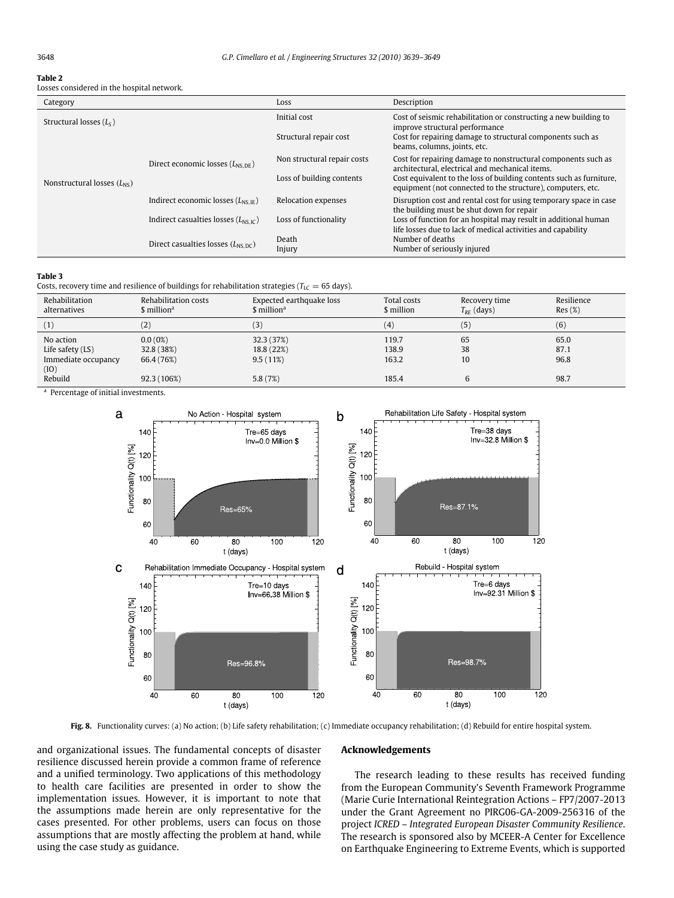**Table 2**
Losses considered in the hospital network.

| Category | | Loss | Description |
|---|---|---|---|
| Structural losses ($L_S$) | | Initial cost | Cost of seismic rehabilitation or constructing a new building to improve structural performance |
| | | Structural repair cost | Cost for repairing damage to structural components such as beams, columns, joints, etc. |
| Nonstructural losses ($L_{NS}$) | Direct economic losses ($L_{NS,DE}$) | Non structural repair costs | Cost for repairing damage to nonstructural components such as architectural, electrical and mechanical items. |
| | | Loss of building contents | Cost equivalent to the loss of building contents such as furniture, equipment (not connected to the structure), computers, etc. |
| | Indirect economic losses ($L_{NS,IE}$) | Relocation expenses | Disruption cost and rental cost for using temporary space in case the building must be shut down for repair |
| | Indirect casualties losses ($L_{NS,IC}$) | Loss of functionality | Loss of function for an hospital may result in additional human life losses due to lack of medical activities and capability |
| | Direct casualties losses ($L_{NS,DC}$) | Death | Number of deaths |
| | | Injury | Number of seriously injured |

**Table 3**
Costs, recovery time and resilience of buildings for rehabilitation strategies ($T_{LC} = 65$ days).

| Rehabilitation alternatives | Rehabilitation costs \$ million[a] | Expected earthquake loss \$ million[a] | Total costs \$ million | Recovery time $T_{RE}$ (days) | Resilience Res (%) |
|---|---|---|---|---|---|
| (1) | (2) | (3) | (4) | (5) | (6) |
| No action | 0.0 (0%) | 32.3 (37%) | 119.7 | 65 | 65.0 |
| Life safety (LS) | 32.8 (38%) | 18.8 (22%) | 138.9 | 38 | 87.1 |
| Immediate occupancy (IO) | 66.4 (76%) | 9.5 (11%) | 163.2 | 10 | 96.8 |
| Rebuild | 92.3 (106%) | 5.8 (7%) | 185.4 | 6 | 98.7 |

[a] Percentage of initial investments.

**Fig. 8.** Functionality curves: (a) No action; (b) Life safety rehabilitation; (c) Immediate occupancy rehabilitation; (d) Rebuild for entire hospital system.

and organizational issues. The fundamental concepts of disaster resilience discussed herein provide a common frame of reference and a unified terminology. Two applications of this methodology to health care facilities are presented in order to show the implementation issues. However, it is important to note that the assumptions made herein are only representative for the cases presented. For other problems, users can focus on those assumptions that are mostly affecting the problem at hand, while using the case study as guidance.

## Acknowledgements

The research leading to these results has received funding from the European Community's Seventh Framework Programme (Marie Curie International Reintegration Actions – FP7/2007-2013 under the Grant Agreement no PIRG06-GA-2009-256316 of the project *ICRED – Integrated European Disaster Community Resilience*. The research is sponsored also by MCEER-A Center for Excellence on Earthquake Engineering to Extreme Events, which is supported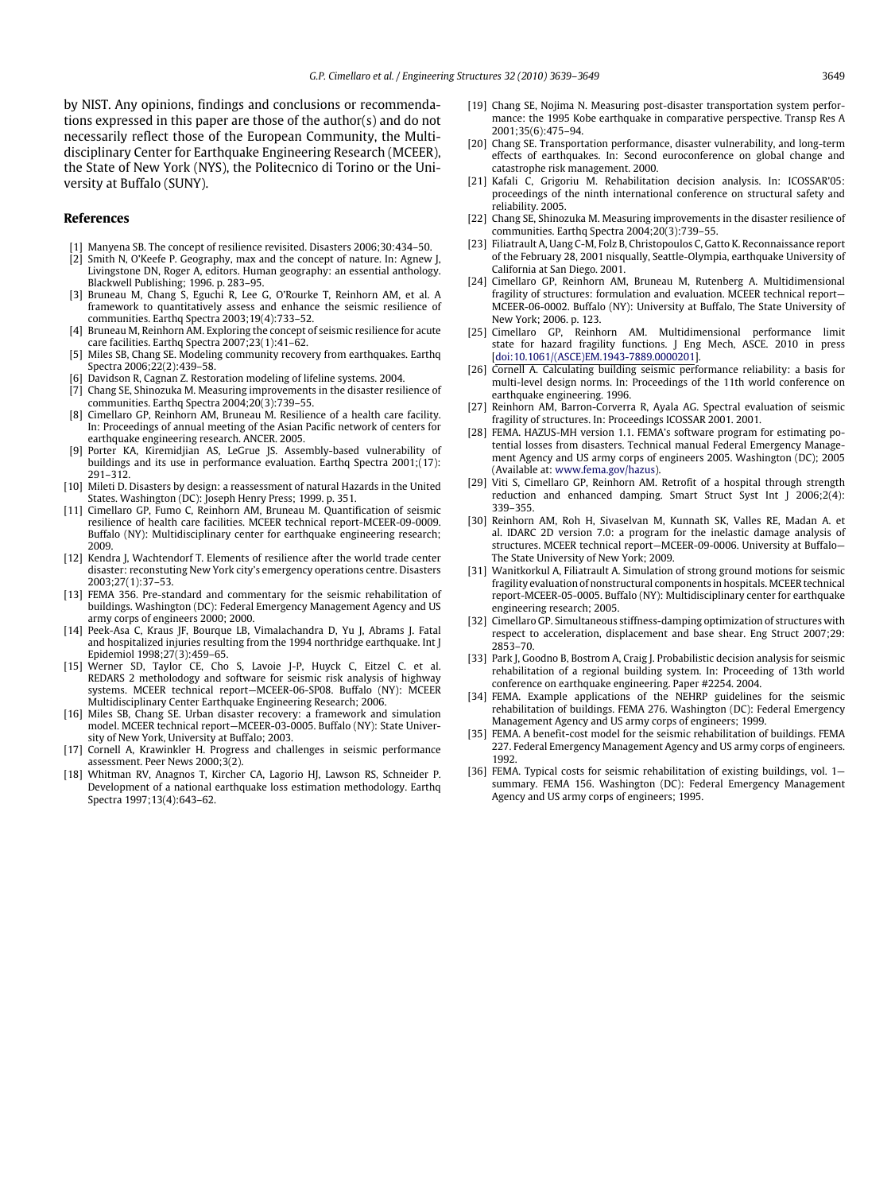by NIST. Any opinions, findings and conclusions or recommendations expressed in this paper are those of the author(s) and do not necessarily reflect those of the European Community, the Multidisciplinary Center for Earthquake Engineering Research (MCEER), the State of New York (NYS), the Politecnico di Torino or the University at Buffalo (SUNY).

## References

[1] Manyena SB. The concept of resilience revisited. Disasters 2006;30:434–50.

[2] Smith N, O'Keefe P. Geography, max and the concept of nature. In: Agnew J, Livingstone DN, Roger A, editors. Human geography: an essential anthology. Blackwell Publishing; 1996. p. 283–95.

[3] Bruneau M, Chang S, Eguchi R, Lee G, O'Rourke T, Reinhorn AM, et al. A framework to quantitatively assess and enhance the seismic resilience of communities. Earthq Spectra 2003;19(4):733–52.

[4] Bruneau M, Reinhorn AM. Exploring the concept of seismic resilience for acute care facilities. Earthq Spectra 2007;23(1):41–62.

[5] Miles SB, Chang SE. Modeling community recovery from earthquakes. Earthq Spectra 2006;22(2):439–58.

[6] Davidson R, Cagnan Z. Restoration modeling of lifeline systems. 2004.

[7] Chang SE, Shinozuka M. Measuring improvements in the disaster resilience of communities. Earthq Spectra 2004;20(3):739–55.

[8] Cimellaro GP, Reinhorn AM, Bruneau M. Resilience of a health care facility. In: Proceedings of annual meeting of the Asian Pacific network of centers for earthquake engineering research. ANCER. 2005.

[9] Porter KA, Kiremidjian AS, LeGrue JS. Assembly-based vulnerability of buildings and its use in performance evaluation. Earthq Spectra 2001;(17): 291–312.

[10] Mileti D. Disasters by design: a reassessment of natural Hazards in the United States. Washington (DC): Joseph Henry Press; 1999. p. 351.

[11] Cimellaro GP, Fumo C, Reinhorn AM, Bruneau M. Quantification of seismic resilience of health care facilities. MCEER technical report-MCEER-09-0009. Buffalo (NY): Multidisciplinary center for earthquake engineering research; 2009.

[12] Kendra J, Wachtendorf T. Elements of resilience after the world trade center disaster: reconstuting New York city's emergency operations centre. Disasters 2003;27(1):37–53.

[13] FEMA 356. Pre-standard and commentary for the seismic rehabilitation of buildings. Washington (DC): Federal Emergency Management Agency and US army corps of engineers 2000; 2000.

[14] Peek-Asa C, Kraus JF, Bourque LB, Vimalachandra D, Yu J, Abrams J. Fatal and hospitalized injuries resulting from the 1994 northridge earthquake. Int J Epidemiol 1998;27(3):459–65.

[15] Werner SD, Taylor CE, Cho S, Lavoie J-P, Huyck C, Eitzel C. et al. REDARS 2 metholodogy and software for seismic risk analysis of highway systems. MCEER technical report—MCEER-06-SP08. Buffalo (NY): MCEER Multidisciplinary Center Earthquake Engineering Research; 2006.

[16] Miles SB, Chang SE. Urban disaster recovery: a framework and simulation model. MCEER technical report—MCEER-03-0005. Buffalo (NY): State University of New York, University at Buffalo; 2003.

[17] Cornell A, Krawinkler H. Progress and challenges in seismic performance assessment. Peer News 2000;3(2).

[18] Whitman RV, Anagnos T, Kircher CA, Lagorio HJ, Lawson RS, Schneider P. Development of a national earthquake loss estimation methodology. Earthq Spectra 1997;13(4):643–62.

[19] Chang SE, Nojima N. Measuring post-disaster transportation system performance: the 1995 Kobe earthquake in comparative perspective. Transp Res A 2001;35(6):475–94.

[20] Chang SE. Transportation performance, disaster vulnerability, and long-term effects of earthquakes. In: Second euroconference on global change and catastrophe risk management. 2000.

[21] Kafali C, Grigoriu M. Rehabilitation decision analysis. In: ICOSSAR'05: proceedings of the ninth international conference on structural safety and reliability. 2005.

[22] Chang SE, Shinozuka M. Measuring improvements in the disaster resilience of communities. Earthq Spectra 2004;20(3):739–55.

[23] Filiatrault A, Uang C-M, Folz B, Christopoulos C, Gatto K. Reconnaissance report of the February 28, 2001 nisqually, Seattle-Olympia, earthquake University of California at San Diego. 2001.

[24] Cimellaro GP, Reinhorn AM, Bruneau M, Rutenberg A. Multidimensional fragility of structures: formulation and evaluation. MCEER technical report—MCEER-06-0002. Buffalo (NY): University at Buffalo, The State University of New York; 2006. p. 123.

[25] Cimellaro GP, Reinhorn AM. Multidimensional performance limit state for hazard fragility functions. J Eng Mech, ASCE. 2010 in press [doi:10.1061/(ASCE)EM.1943-7889.0000201].

[26] Cornell A. Calculating building seismic performance reliability: a basis for multi-level design norms. In: Proceedings of the 11th world conference on earthquake engineering. 1996.

[27] Reinhorn AM, Barron-Corverra R, Ayala AG. Spectral evaluation of seismic fragility of structures. In: Proceedings ICOSSAR 2001. 2001.

[28] FEMA. HAZUS-MH version 1.1. FEMA's software program for estimating potential losses from disasters. Technical manual Federal Emergency Management Agency and US army corps of engineers 2005. Washington (DC); 2005 (Available at: www.fema.gov/hazus).

[29] Viti S, Cimellaro GP, Reinhorn AM. Retrofit of a hospital through strength reduction and enhanced damping. Smart Struct Syst Int J 2006;2(4): 339–355.

[30] Reinhorn AM, Roh H, Sivaselvan M, Kunnath SK, Valles RE, Madan A. et al. IDARC 2D version 7.0: a program for the inelastic damage analysis of structures. MCEER technical report—MCEER-09-0006. University at Buffalo—The State University of New York; 2009.

[31] Wanitkorkul A, Filiatrault A. Simulation of strong ground motions for seismic fragility evaluation of nonstructural components in hospitals. MCEER technical report-MCEER-05-0005. Buffalo (NY): Multidisciplinary center for earthquake engineering research; 2005.

[32] Cimellaro GP. Simultaneous stiffness-damping optimization of structures with respect to acceleration, displacement and base shear. Eng Struct 2007;29: 2853–70.

[33] Park J, Goodno B, Bostrom A, Craig J. Probabilistic decision analysis for seismic rehabilitation of a regional building system. In: Proceeding of 13th world conference on earthquake engineering. Paper #2254. 2004.

[34] FEMA. Example applications of the NEHRP guidelines for the seismic rehabilitation of buildings. FEMA 276. Washington (DC): Federal Emergency Management Agency and US army corps of engineers; 1999.

[35] FEMA. A benefit-cost model for the seismic rehabilitation of buildings. FEMA 227. Federal Emergency Management Agency and US army corps of engineers. 1992.

[36] FEMA. Typical costs for seismic rehabilitation of existing buildings, vol. 1—summary. FEMA 156. Washington (DC): Federal Emergency Management Agency and US army corps of engineers; 1995.